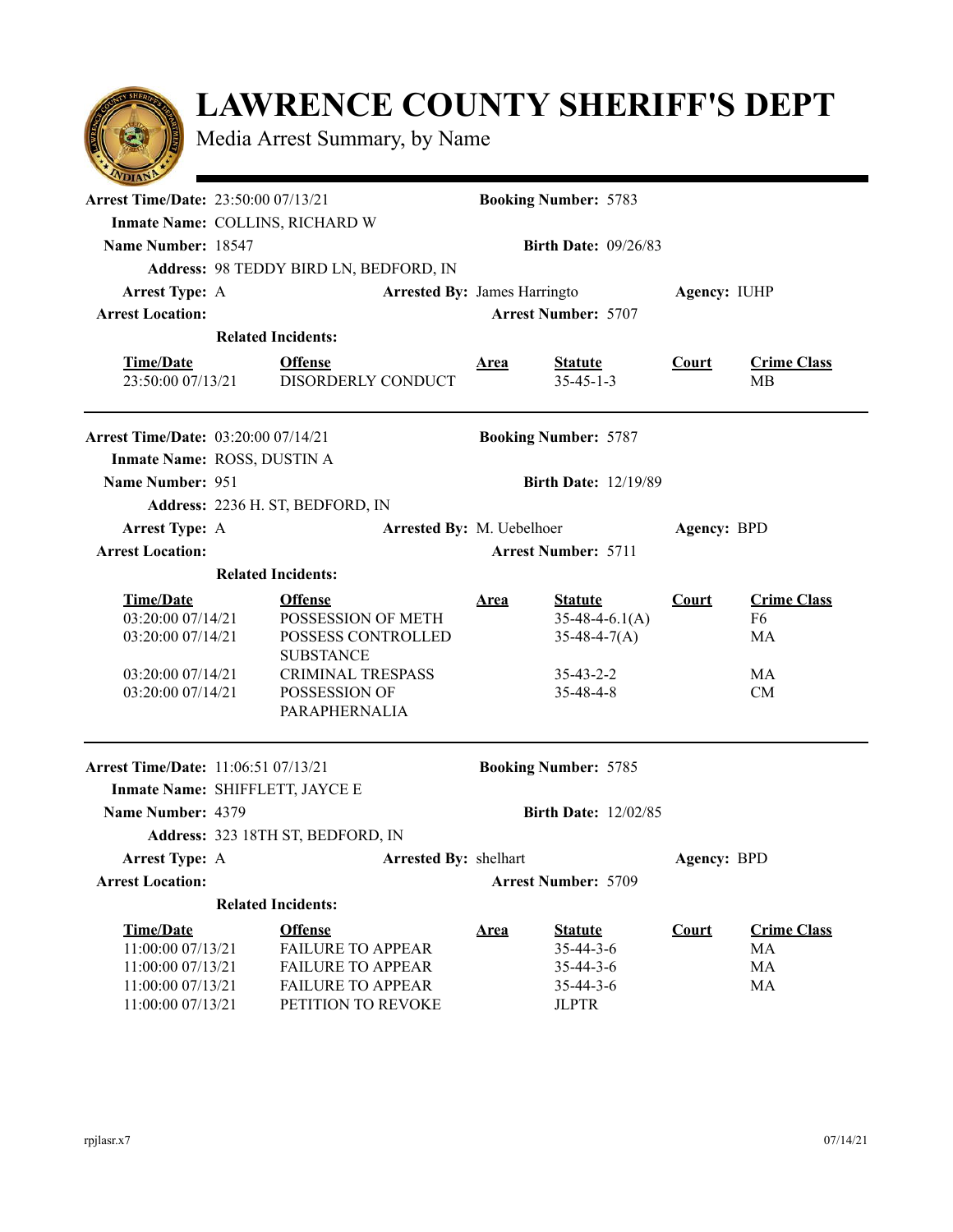# LAWRENCE COUNTY SHERIFF'S DEPT

Media Arrest Summary, by Name

---

**Arrest Time/Date:** 23:50:00 07/13/21 **Booking Number:** 5783

**Inmate Name:** COLLINS, RICHARD W

**Name Number:** 18547 **Birth Date:** 09/26/83

**Address:** 98 TEDDY BIRD LN, BEDFORD, IN

**Arrest Type:** A **Arrested By:** James Harringto **Agency:** IUHP

**Arrest Location:** **Arrest Number:** 5707

**Related Incidents:**

| Time/Date | Offense | Area | Statute | Court | Crime Class |
|---|---|---|---|---|---|
| 23:50:00 07/13/21 | DISORDERLY CONDUCT | | 35-45-1-3 | | MB |

---

**Arrest Time/Date:** 03:20:00 07/14/21 **Booking Number:** 5787

**Inmate Name:** ROSS, DUSTIN A

**Name Number:** 951 **Birth Date:** 12/19/89

**Address:** 2236 H. ST, BEDFORD, IN

**Arrest Type:** A **Arrested By:** M. Uebelhoer **Agency:** BPD

**Arrest Location:** **Arrest Number:** 5711

**Related Incidents:**

| Time/Date | Offense | Area | Statute | Court | Crime Class |
|---|---|---|---|---|---|
| 03:20:00 07/14/21 | POSSESSION OF METH | | 35-48-4-6.1(A) | | F6 |
| 03:20:00 07/14/21 | POSSESS CONTROLLED SUBSTANCE | | 35-48-4-7(A) | | MA |
| 03:20:00 07/14/21 | CRIMINAL TRESPASS | | 35-43-2-2 | | MA |
| 03:20:00 07/14/21 | POSSESSION OF PARAPHERNALIA | | 35-48-4-8 | | CM |

---

**Arrest Time/Date:** 11:06:51 07/13/21 **Booking Number:** 5785

**Inmate Name:** SHIFFLETT, JAYCE E

**Name Number:** 4379 **Birth Date:** 12/02/85

**Address:** 323 18TH ST, BEDFORD, IN

**Arrest Type:** A **Arrested By:** shelhart **Agency:** BPD

**Arrest Location:** **Arrest Number:** 5709

**Related Incidents:**

| Time/Date | Offense | Area | Statute | Court | Crime Class |
|---|---|---|---|---|---|
| 11:00:00 07/13/21 | FAILURE TO APPEAR | | 35-44-3-6 | | MA |
| 11:00:00 07/13/21 | FAILURE TO APPEAR | | 35-44-3-6 | | MA |
| 11:00:00 07/13/21 | FAILURE TO APPEAR | | 35-44-3-6 | | MA |
| 11:00:00 07/13/21 | PETITION TO REVOKE | | JLPTR | | |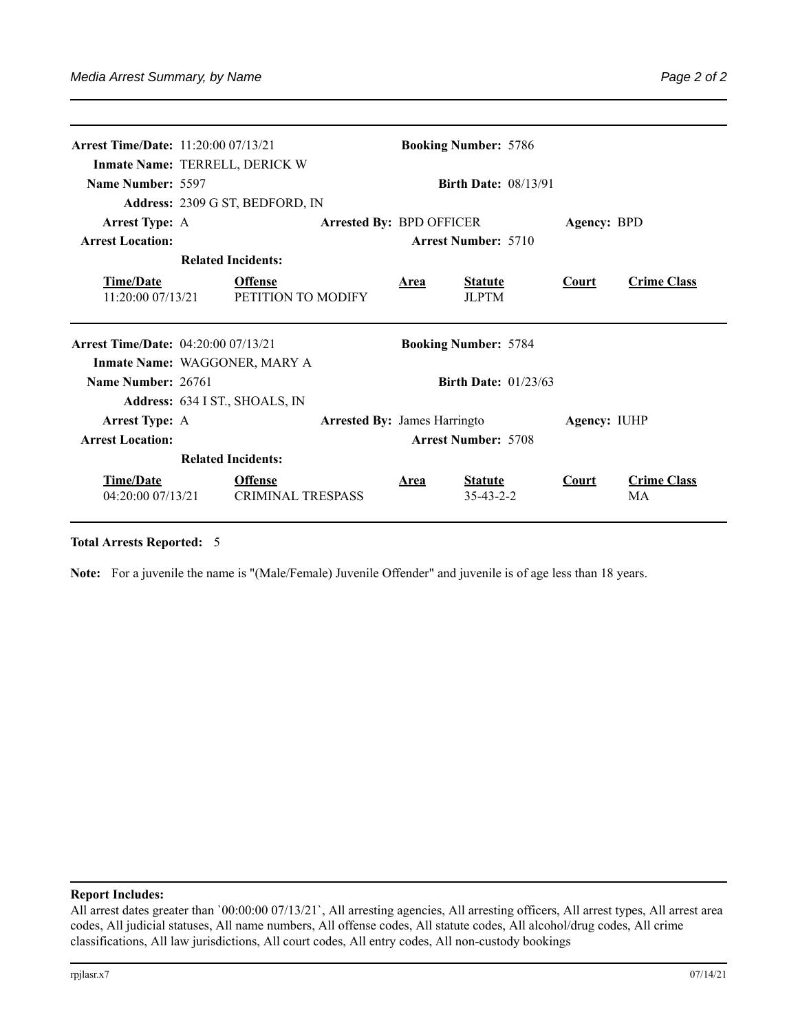**Arrest Time/Date:** 11:20:00 07/13/21 **Booking Number:** 5786

**Inmate Name:** TERRELL, DERICK W

**Name Number:** 5597 **Birth Date:** 08/13/91

**Address:** 2309 G ST, BEDFORD, IN

**Arrest Type:** A **Arrested By:** BPD OFFICER **Agency:** BPD

**Arrest Location:** **Arrest Number:** 5710

**Related Incidents:**

| Time/Date | Offense | Area | Statute | Court | Crime Class |
|---|---|---|---|---|---|
| 11:20:00 07/13/21 | PETITION TO MODIFY | | JLPTM | | |

---

**Arrest Time/Date:** 04:20:00 07/13/21 **Booking Number:** 5784

**Inmate Name:** WAGGONER, MARY A

**Name Number:** 26761 **Birth Date:** 01/23/63

**Address:** 634 I ST., SHOALS, IN

**Arrest Type:** A **Arrested By:** James Harringto **Agency:** IUHP

**Arrest Location:** **Arrest Number:** 5708

**Related Incidents:**

| Time/Date | Offense | Area | Statute | Court | Crime Class |
|---|---|---|---|---|---|
| 04:20:00 07/13/21 | CRIMINAL TRESPASS | | 35-43-2-2 | | MA |

---

**Total Arrests Reported:** 5

**Note:** For a juvenile the name is "(Male/Female) Juvenile Offender" and juvenile is of age less than 18 years.

**Report Includes:**

All arrest dates greater than `00:00:00 07/13/21`, All arresting agencies, All arresting officers, All arrest types, All arrest area codes, All judicial statuses, All name numbers, All offense codes, All statute codes, All alcohol/drug codes, All crime classifications, All law jurisdictions, All court codes, All entry codes, All non-custody bookings

rpjlasr.x7 07/14/21